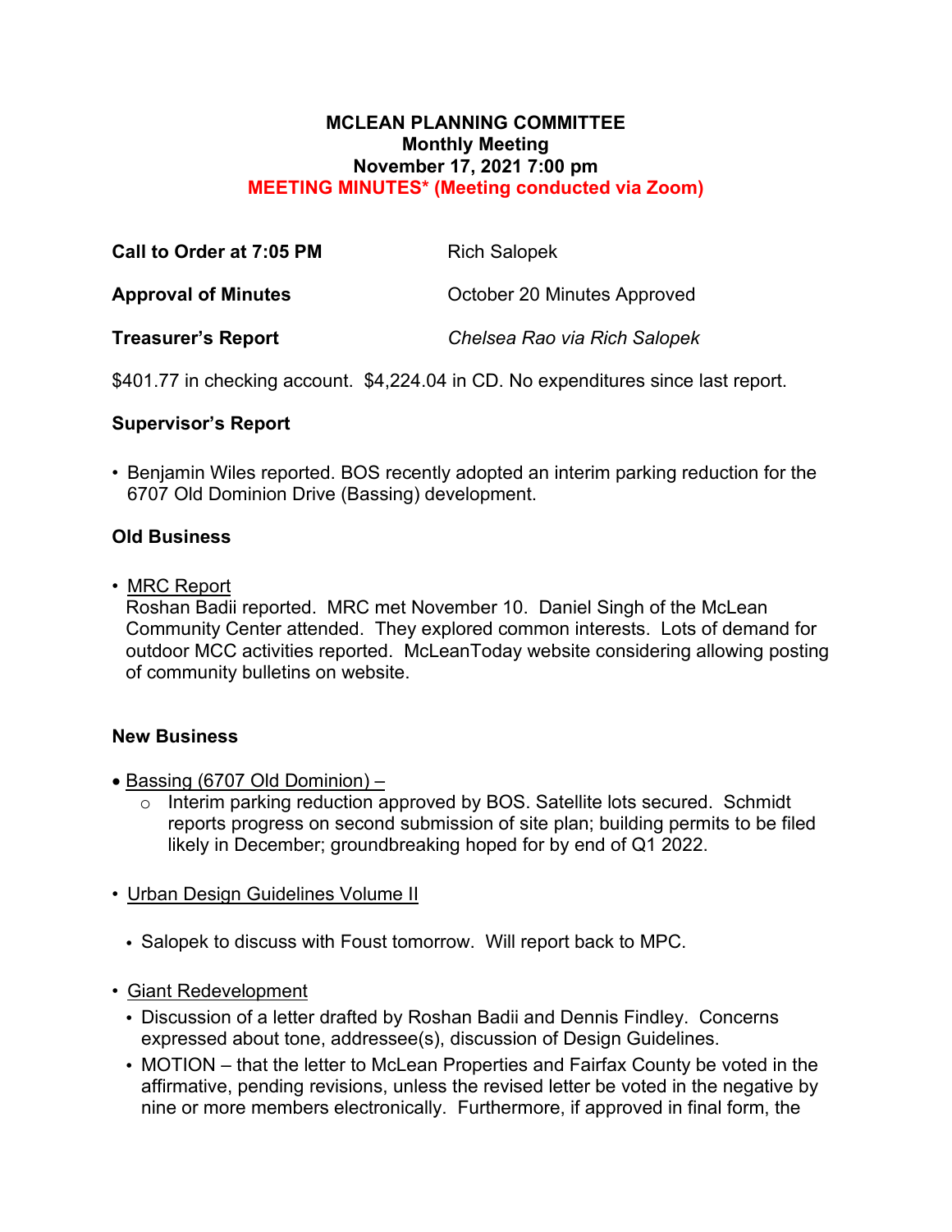# MCLEAN PLANNING COMMITTEE
## Monthly Meeting
## November 17, 2021 7:00 pm
## MEETING MINUTES* (Meeting conducted via Zoom)

**Call to Order at 7:05 PM** — Rich Salopek

**Approval of Minutes** — October 20 Minutes Approved

**Treasurer's Report** — *Chelsea Rao via Rich Salopek*

$401.77 in checking account. $4,224.04 in CD. No expenditures since last report.

**Supervisor's Report**

- Benjamin Wiles reported. BOS recently adopted an interim parking reduction for the 6707 Old Dominion Drive (Bassing) development.

**Old Business**

- MRC Report
  Roshan Badii reported. MRC met November 10. Daniel Singh of the McLean Community Center attended. They explored common interests. Lots of demand for outdoor MCC activities reported. McLeanToday website considering allowing posting of community bulletins on website.

**New Business**

- Bassing (6707 Old Dominion) –
  - Interim parking reduction approved by BOS. Satellite lots secured. Schmidt reports progress on second submission of site plan; building permits to be filed likely in December; groundbreaking hoped for by end of Q1 2022.

- Urban Design Guidelines Volume II
  - Salopek to discuss with Foust tomorrow. Will report back to MPC.

- Giant Redevelopment
  - Discussion of a letter drafted by Roshan Badii and Dennis Findley. Concerns expressed about tone, addressee(s), discussion of Design Guidelines.
  - MOTION – that the letter to McLean Properties and Fairfax County be voted in the affirmative, pending revisions, unless the revised letter be voted in the negative by nine or more members electronically. Furthermore, if approved in final form, the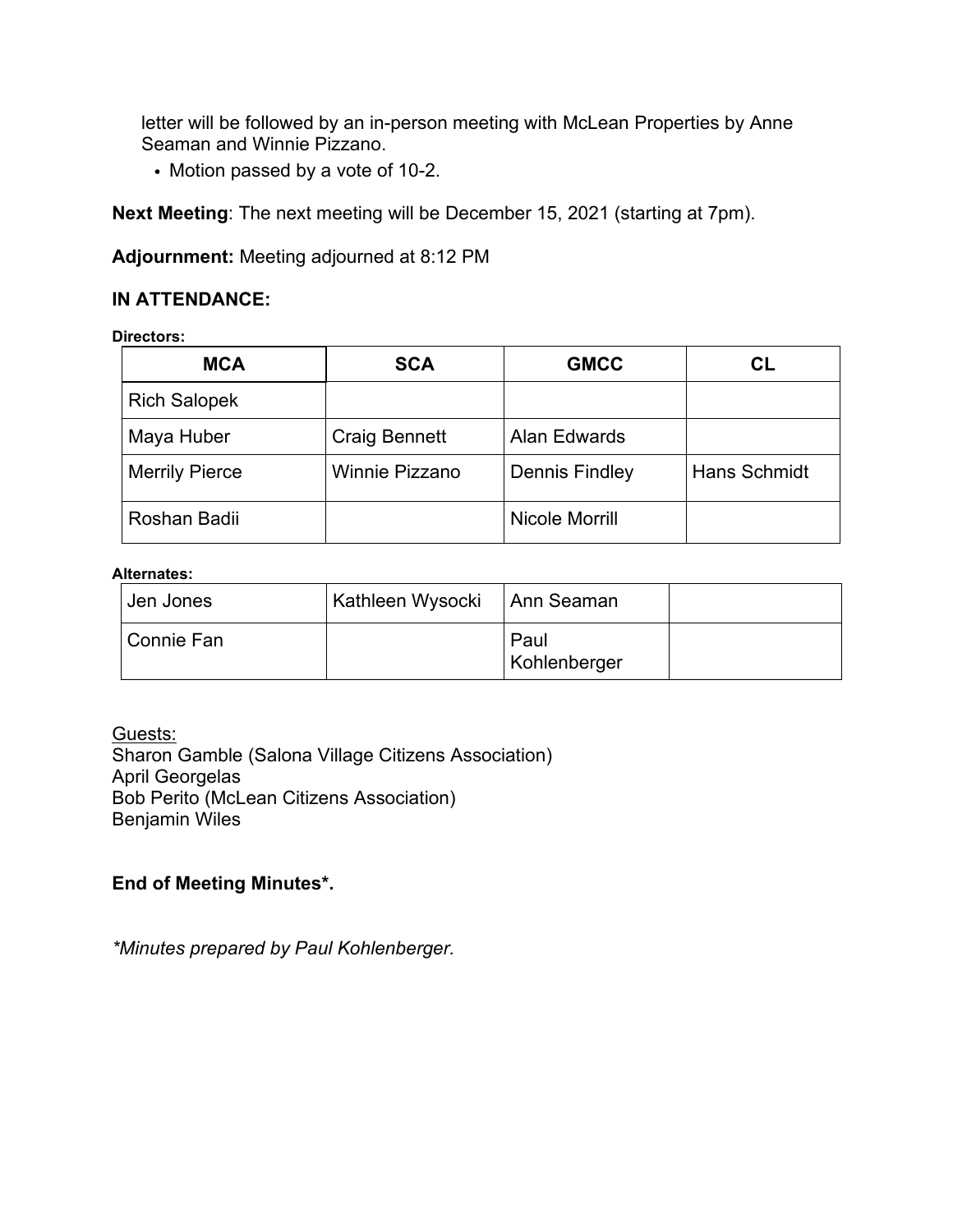letter will be followed by an in-person meeting with McLean Properties by Anne Seaman and Winnie Pizzano.

- Motion passed by a vote of 10-2.

**Next Meeting**: The next meeting will be December 15, 2021 (starting at 7pm).

**Adjournment:** Meeting adjourned at 8:12 PM

### IN ATTENDANCE:

**Directors:**

| MCA | SCA | GMCC | CL |
|---|---|---|---|
| Rich Salopek | | | |
| Maya Huber | Craig Bennett | Alan Edwards | |
| Merrily Pierce | Winnie Pizzano | Dennis Findley | Hans Schmidt |
| Roshan Badii | | Nicole Morrill | |

**Alternates:**

| | | | |
|---|---|---|---|
| Jen Jones | Kathleen Wysocki | Ann Seaman | |
| Connie Fan | | Paul Kohlenberger | |

Guests:
Sharon Gamble (Salona Village Citizens Association)
April Georgelas
Bob Perito (McLean Citizens Association)
Benjamin Wiles

**End of Meeting Minutes*.**

*\*Minutes prepared by Paul Kohlenberger.*